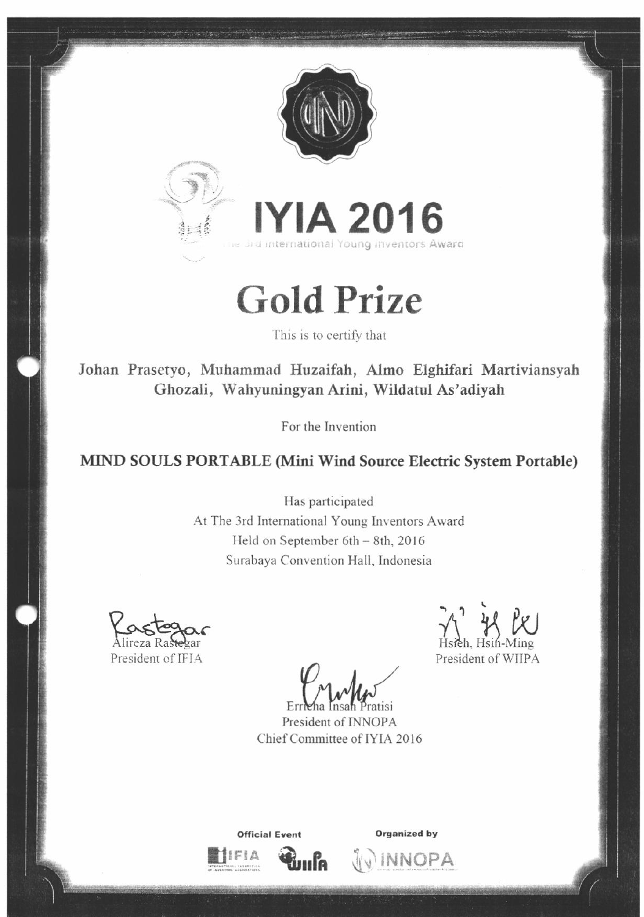# IYIA 2016

The 3rd International Young Inventors Award

# Gold Prize

This is to certify that

**Johan Prasetyo, Muhammad Huzaifah, Almo Elghifari Martiviansyah Ghozali, Wahyuningyan Arini, Wildatul As'adiyah**

For the Invention

**MIND SOULS PORTABLE (Mini Wind Source Electric System Portable)**

Has participated
At The 3rd International Young Inventors Award
Held on September 6th – 8th, 2016
Surabaya Convention Hall, Indonesia

Alireza Rastegar
President of IFIA

Hsieh, Hsin-Ming
President of WIIPA

Erricha Insan Pratisi
President of INNOPA
Chief Committee of IYIA 2016

Official Event: IFIA, WIIPA

Organized by: INNOPA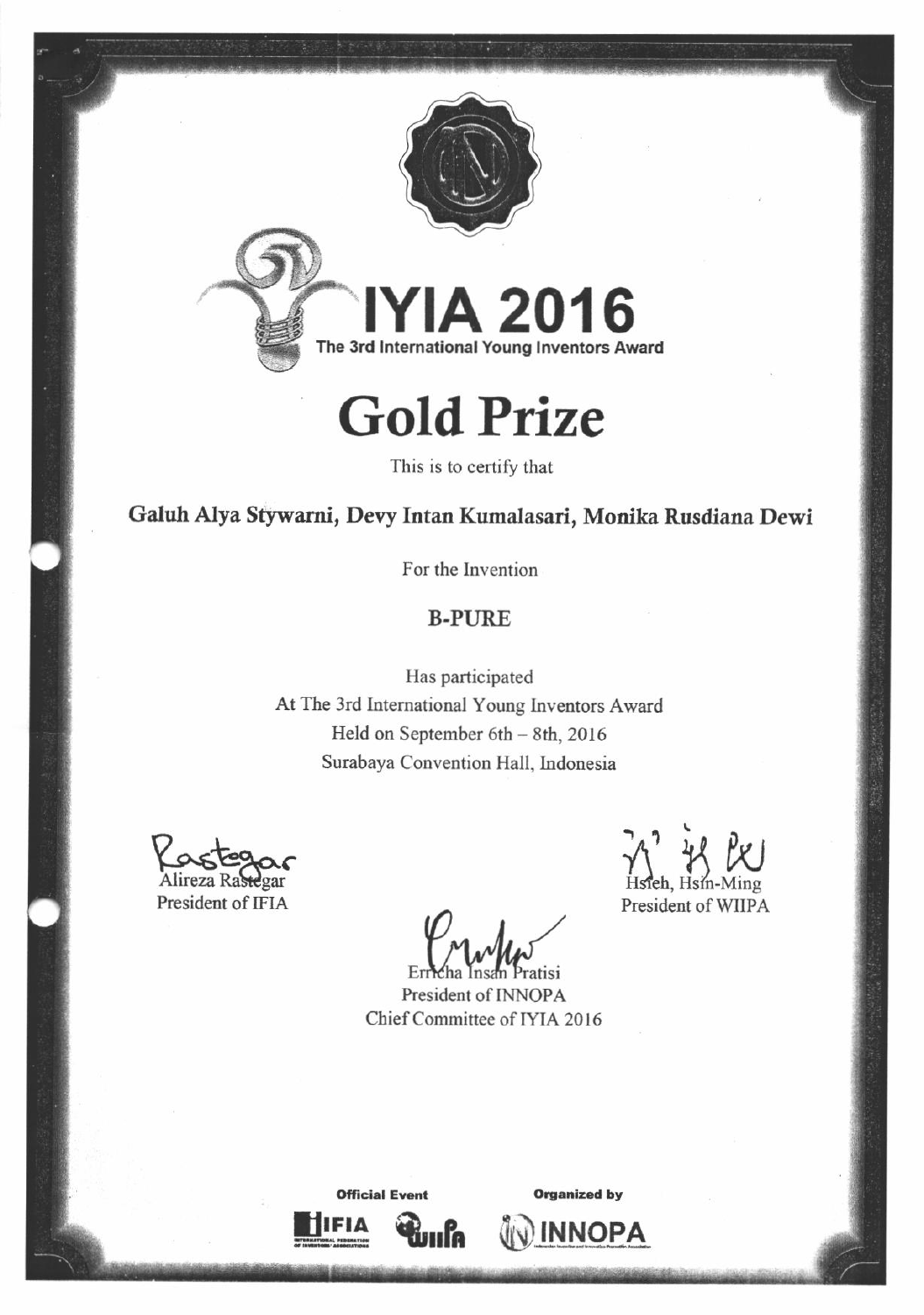# IYIA 2016

The 3rd International Young Inventors Award

# Gold Prize

This is to certify that

**Galuh Alya Stywarni, Devy Intan Kumalasari, Monika Rusdiana Dewi**

For the Invention

**B-PURE**

Has participated
At The 3rd International Young Inventors Award
Held on September 6th – 8th, 2016
Surabaya Convention Hall, Indonesia

Alireza Rastegar
President of IFIA

Hsieh, Hsin-Ming
President of WIIPA

Erricha Insan Pratisi
President of INNOPA
Chief Committee of IYIA 2016

Official Event — IFIA, WIIPA

Organized by — INNOPA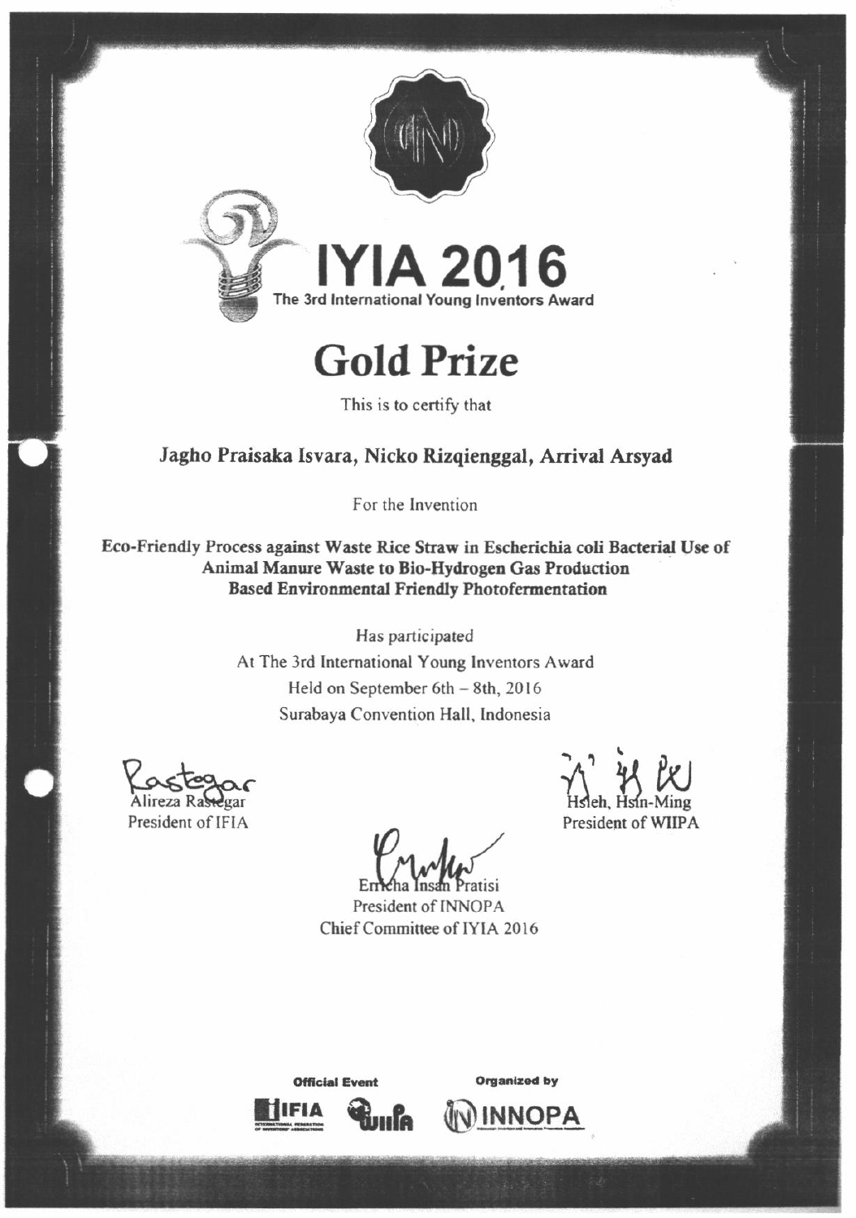# IYIA 2016

The 3rd International Young Inventors Award

# Gold Prize

This is to certify that

**Jagho Praisaka Isvara, Nicko Rizqienggal, Arrival Arsyad**

For the Invention

**Eco-Friendly Process against Waste Rice Straw in Escherichia coli Bacterial Use of Animal Manure Waste to Bio-Hydrogen Gas Production Based Environmental Friendly Photofermentation**

Has participated

At The 3rd International Young Inventors Award

Held on September 6th – 8th, 2016

Surabaya Convention Hall, Indonesia

Alireza Rastegar
President of IFIA

Hsieh, Hsin-Ming
President of WIIPA

Erricha Insan Pratisi
President of INNOPA
Chief Committee of IYIA 2016

Official Event

IFIA WIIPA

Organized by

INNOPA